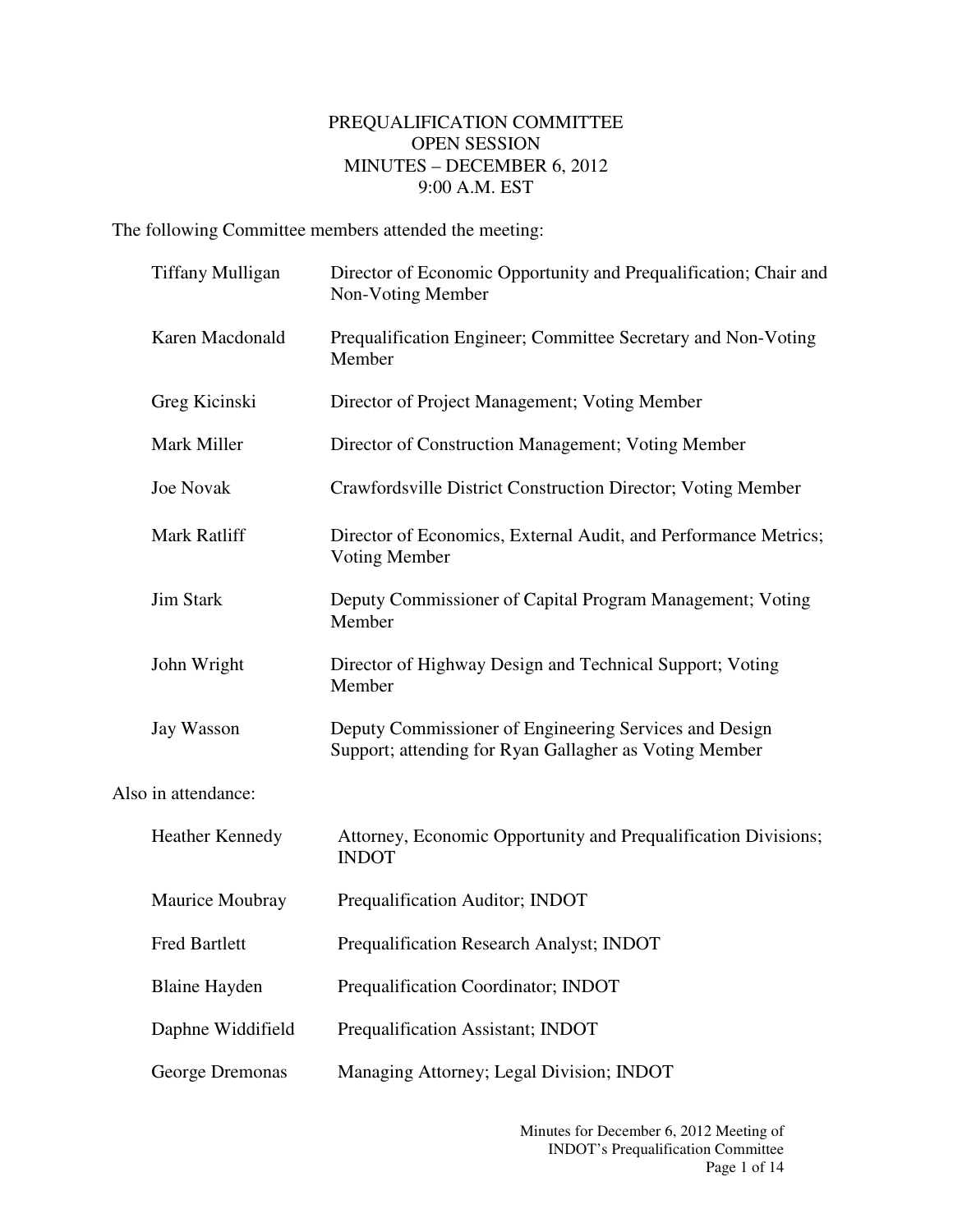# PREQUALIFICATION COMMITTEE
## OPEN SESSION
## MINUTES – DECEMBER 6, 2012
## 9:00 A.M. EST

The following Committee members attended the meeting:

| | |
|---|---|
| Tiffany Mulligan | Director of Economic Opportunity and Prequalification; Chair and Non-Voting Member |
| Karen Macdonald | Prequalification Engineer; Committee Secretary and Non-Voting Member |
| Greg Kicinski | Director of Project Management; Voting Member |
| Mark Miller | Director of Construction Management; Voting Member |
| Joe Novak | Crawfordsville District Construction Director; Voting Member |
| Mark Ratliff | Director of Economics, External Audit, and Performance Metrics; Voting Member |
| Jim Stark | Deputy Commissioner of Capital Program Management; Voting Member |
| John Wright | Director of Highway Design and Technical Support; Voting Member |
| Jay Wasson | Deputy Commissioner of Engineering Services and Design Support; attending for Ryan Gallagher as Voting Member |

Also in attendance:

| | |
|---|---|
| Heather Kennedy | Attorney, Economic Opportunity and Prequalification Divisions; INDOT |
| Maurice Moubray | Prequalification Auditor; INDOT |
| Fred Bartlett | Prequalification Research Analyst; INDOT |
| Blaine Hayden | Prequalification Coordinator; INDOT |
| Daphne Widdifield | Prequalification Assistant; INDOT |
| George Dremonas | Managing Attorney; Legal Division; INDOT |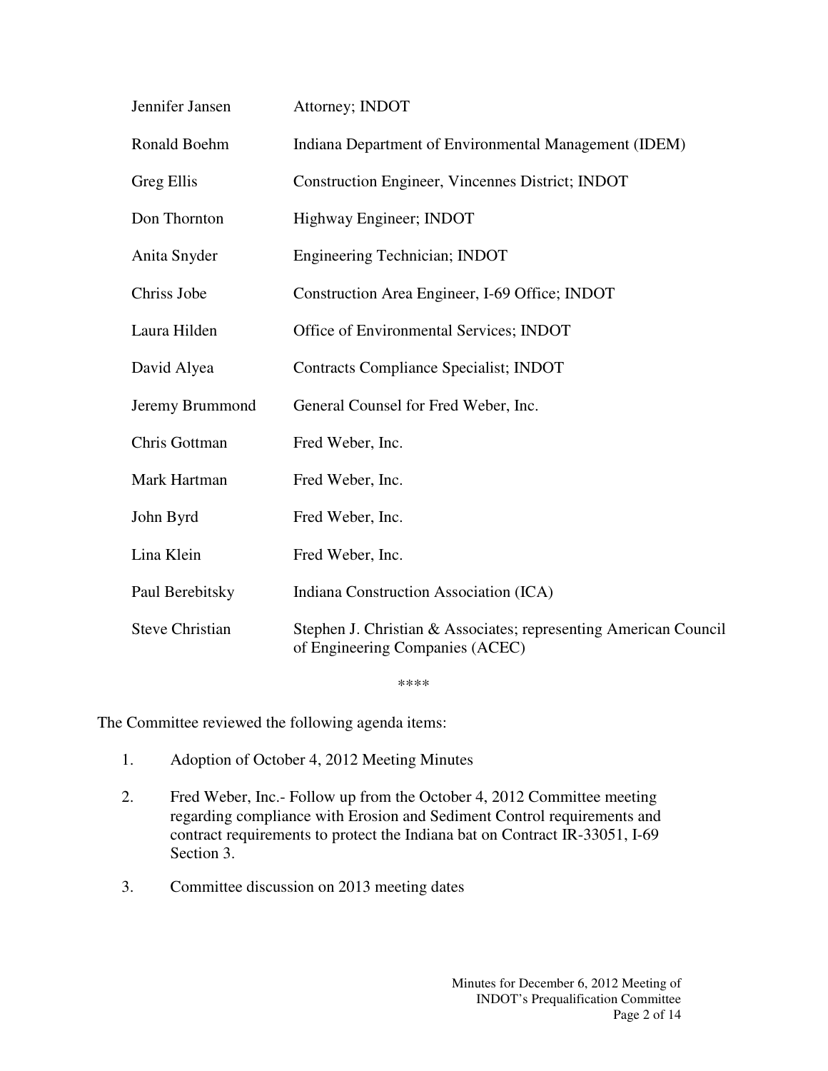| | |
|---|---|
| Jennifer Jansen | Attorney; INDOT |
| Ronald Boehm | Indiana Department of Environmental Management (IDEM) |
| Greg Ellis | Construction Engineer, Vincennes District; INDOT |
| Don Thornton | Highway Engineer; INDOT |
| Anita Snyder | Engineering Technician; INDOT |
| Chriss Jobe | Construction Area Engineer, I-69 Office; INDOT |
| Laura Hilden | Office of Environmental Services; INDOT |
| David Alyea | Contracts Compliance Specialist; INDOT |
| Jeremy Brummond | General Counsel for Fred Weber, Inc. |
| Chris Gottman | Fred Weber, Inc. |
| Mark Hartman | Fred Weber, Inc. |
| John Byrd | Fred Weber, Inc. |
| Lina Klein | Fred Weber, Inc. |
| Paul Berebitsky | Indiana Construction Association (ICA) |
| Steve Christian | Stephen J. Christian & Associates; representing American Council of Engineering Companies (ACEC) |

****

The Committee reviewed the following agenda items:

1. Adoption of October 4, 2012 Meeting Minutes

2. Fred Weber, Inc.- Follow up from the October 4, 2012 Committee meeting regarding compliance with Erosion and Sediment Control requirements and contract requirements to protect the Indiana bat on Contract IR-33051, I-69 Section 3.

3. Committee discussion on 2013 meeting dates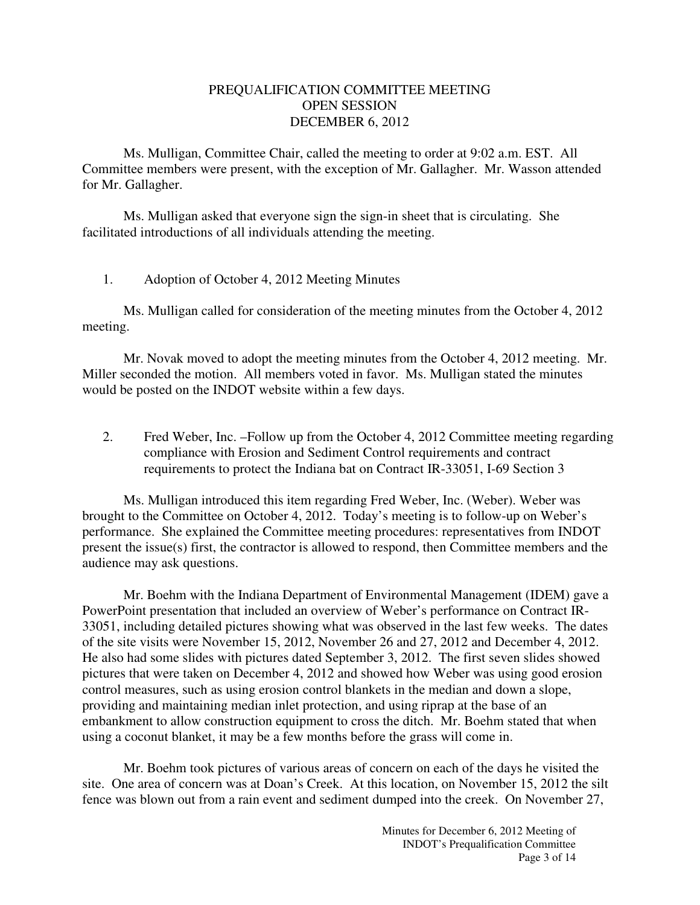# PREQUALIFICATION COMMITTEE MEETING
## OPEN SESSION
## DECEMBER 6, 2012

Ms. Mulligan, Committee Chair, called the meeting to order at 9:02 a.m. EST. All Committee members were present, with the exception of Mr. Gallagher. Mr. Wasson attended for Mr. Gallagher.

Ms. Mulligan asked that everyone sign the sign-in sheet that is circulating. She facilitated introductions of all individuals attending the meeting.

1. Adoption of October 4, 2012 Meeting Minutes

Ms. Mulligan called for consideration of the meeting minutes from the October 4, 2012 meeting.

Mr. Novak moved to adopt the meeting minutes from the October 4, 2012 meeting. Mr. Miller seconded the motion. All members voted in favor. Ms. Mulligan stated the minutes would be posted on the INDOT website within a few days.

2. Fred Weber, Inc. –Follow up from the October 4, 2012 Committee meeting regarding compliance with Erosion and Sediment Control requirements and contract requirements to protect the Indiana bat on Contract IR-33051, I-69 Section 3

Ms. Mulligan introduced this item regarding Fred Weber, Inc. (Weber). Weber was brought to the Committee on October 4, 2012. Today's meeting is to follow-up on Weber's performance. She explained the Committee meeting procedures: representatives from INDOT present the issue(s) first, the contractor is allowed to respond, then Committee members and the audience may ask questions.

Mr. Boehm with the Indiana Department of Environmental Management (IDEM) gave a PowerPoint presentation that included an overview of Weber's performance on Contract IR-33051, including detailed pictures showing what was observed in the last few weeks. The dates of the site visits were November 15, 2012, November 26 and 27, 2012 and December 4, 2012. He also had some slides with pictures dated September 3, 2012. The first seven slides showed pictures that were taken on December 4, 2012 and showed how Weber was using good erosion control measures, such as using erosion control blankets in the median and down a slope, providing and maintaining median inlet protection, and using riprap at the base of an embankment to allow construction equipment to cross the ditch. Mr. Boehm stated that when using a coconut blanket, it may be a few months before the grass will come in.

Mr. Boehm took pictures of various areas of concern on each of the days he visited the site. One area of concern was at Doan's Creek. At this location, on November 15, 2012 the silt fence was blown out from a rain event and sediment dumped into the creek. On November 27,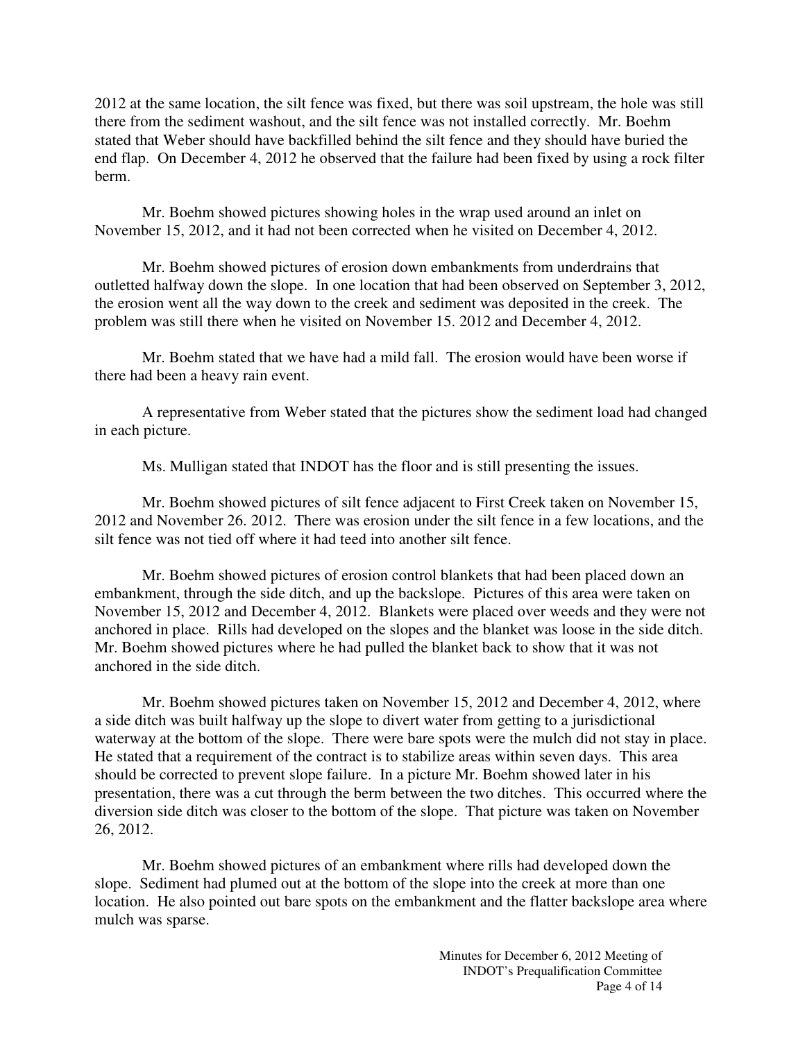2012 at the same location, the silt fence was fixed, but there was soil upstream, the hole was still there from the sediment washout, and the silt fence was not installed correctly. Mr. Boehm stated that Weber should have backfilled behind the silt fence and they should have buried the end flap. On December 4, 2012 he observed that the failure had been fixed by using a rock filter berm.

Mr. Boehm showed pictures showing holes in the wrap used around an inlet on November 15, 2012, and it had not been corrected when he visited on December 4, 2012.

Mr. Boehm showed pictures of erosion down embankments from underdrains that outletted halfway down the slope. In one location that had been observed on September 3, 2012, the erosion went all the way down to the creek and sediment was deposited in the creek. The problem was still there when he visited on November 15. 2012 and December 4, 2012.

Mr. Boehm stated that we have had a mild fall. The erosion would have been worse if there had been a heavy rain event.

A representative from Weber stated that the pictures show the sediment load had changed in each picture.

Ms. Mulligan stated that INDOT has the floor and is still presenting the issues.

Mr. Boehm showed pictures of silt fence adjacent to First Creek taken on November 15, 2012 and November 26. 2012. There was erosion under the silt fence in a few locations, and the silt fence was not tied off where it had teed into another silt fence.

Mr. Boehm showed pictures of erosion control blankets that had been placed down an embankment, through the side ditch, and up the backslope. Pictures of this area were taken on November 15, 2012 and December 4, 2012. Blankets were placed over weeds and they were not anchored in place. Rills had developed on the slopes and the blanket was loose in the side ditch. Mr. Boehm showed pictures where he had pulled the blanket back to show that it was not anchored in the side ditch.

Mr. Boehm showed pictures taken on November 15, 2012 and December 4, 2012, where a side ditch was built halfway up the slope to divert water from getting to a jurisdictional waterway at the bottom of the slope. There were bare spots were the mulch did not stay in place. He stated that a requirement of the contract is to stabilize areas within seven days. This area should be corrected to prevent slope failure. In a picture Mr. Boehm showed later in his presentation, there was a cut through the berm between the two ditches. This occurred where the diversion side ditch was closer to the bottom of the slope. That picture was taken on November 26, 2012.

Mr. Boehm showed pictures of an embankment where rills had developed down the slope. Sediment had plumed out at the bottom of the slope into the creek at more than one location. He also pointed out bare spots on the embankment and the flatter backslope area where mulch was sparse.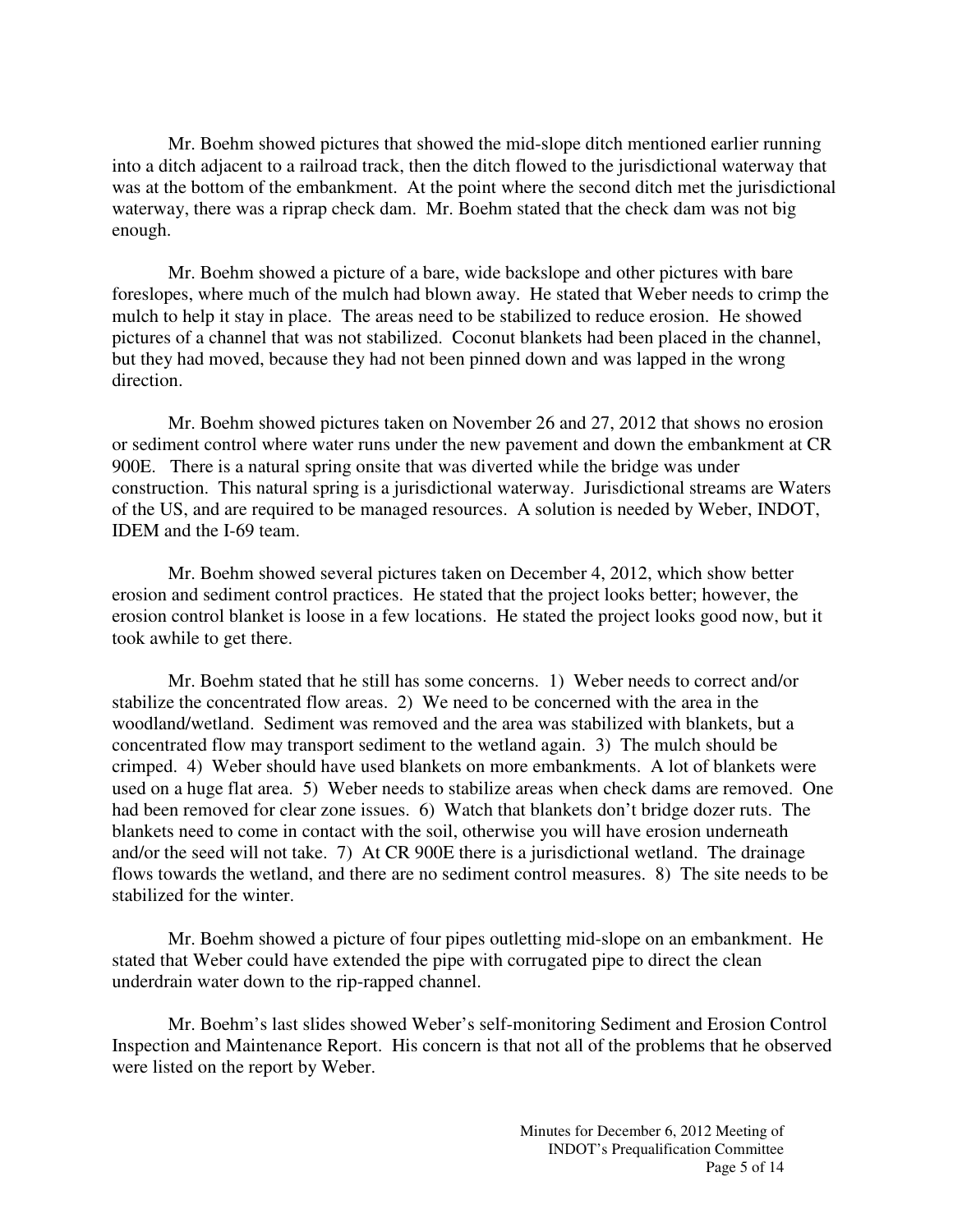Mr. Boehm showed pictures that showed the mid-slope ditch mentioned earlier running into a ditch adjacent to a railroad track, then the ditch flowed to the jurisdictional waterway that was at the bottom of the embankment. At the point where the second ditch met the jurisdictional waterway, there was a riprap check dam. Mr. Boehm stated that the check dam was not big enough.

Mr. Boehm showed a picture of a bare, wide backslope and other pictures with bare foreslopes, where much of the mulch had blown away. He stated that Weber needs to crimp the mulch to help it stay in place. The areas need to be stabilized to reduce erosion. He showed pictures of a channel that was not stabilized. Coconut blankets had been placed in the channel, but they had moved, because they had not been pinned down and was lapped in the wrong direction.

Mr. Boehm showed pictures taken on November 26 and 27, 2012 that shows no erosion or sediment control where water runs under the new pavement and down the embankment at CR 900E. There is a natural spring onsite that was diverted while the bridge was under construction. This natural spring is a jurisdictional waterway. Jurisdictional streams are Waters of the US, and are required to be managed resources. A solution is needed by Weber, INDOT, IDEM and the I-69 team.

Mr. Boehm showed several pictures taken on December 4, 2012, which show better erosion and sediment control practices. He stated that the project looks better; however, the erosion control blanket is loose in a few locations. He stated the project looks good now, but it took awhile to get there.

Mr. Boehm stated that he still has some concerns. 1) Weber needs to correct and/or stabilize the concentrated flow areas. 2) We need to be concerned with the area in the woodland/wetland. Sediment was removed and the area was stabilized with blankets, but a concentrated flow may transport sediment to the wetland again. 3) The mulch should be crimped. 4) Weber should have used blankets on more embankments. A lot of blankets were used on a huge flat area. 5) Weber needs to stabilize areas when check dams are removed. One had been removed for clear zone issues. 6) Watch that blankets don't bridge dozer ruts. The blankets need to come in contact with the soil, otherwise you will have erosion underneath and/or the seed will not take. 7) At CR 900E there is a jurisdictional wetland. The drainage flows towards the wetland, and there are no sediment control measures. 8) The site needs to be stabilized for the winter.

Mr. Boehm showed a picture of four pipes outletting mid-slope on an embankment. He stated that Weber could have extended the pipe with corrugated pipe to direct the clean underdrain water down to the rip-rapped channel.

Mr. Boehm's last slides showed Weber's self-monitoring Sediment and Erosion Control Inspection and Maintenance Report. His concern is that not all of the problems that he observed were listed on the report by Weber.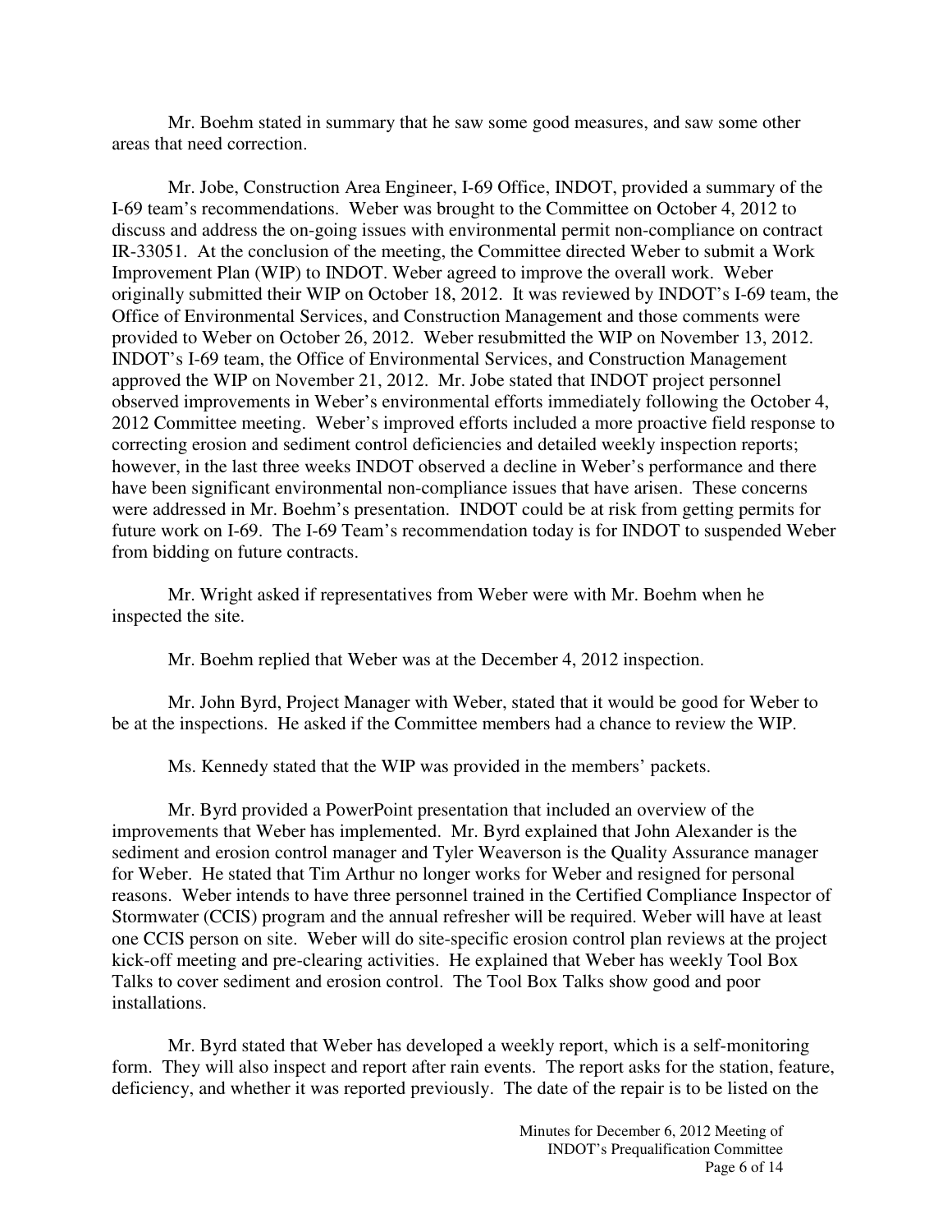Mr. Boehm stated in summary that he saw some good measures, and saw some other areas that need correction.

Mr. Jobe, Construction Area Engineer, I-69 Office, INDOT, provided a summary of the I-69 team's recommendations. Weber was brought to the Committee on October 4, 2012 to discuss and address the on-going issues with environmental permit non-compliance on contract IR-33051. At the conclusion of the meeting, the Committee directed Weber to submit a Work Improvement Plan (WIP) to INDOT. Weber agreed to improve the overall work. Weber originally submitted their WIP on October 18, 2012. It was reviewed by INDOT's I-69 team, the Office of Environmental Services, and Construction Management and those comments were provided to Weber on October 26, 2012. Weber resubmitted the WIP on November 13, 2012. INDOT's I-69 team, the Office of Environmental Services, and Construction Management approved the WIP on November 21, 2012. Mr. Jobe stated that INDOT project personnel observed improvements in Weber's environmental efforts immediately following the October 4, 2012 Committee meeting. Weber's improved efforts included a more proactive field response to correcting erosion and sediment control deficiencies and detailed weekly inspection reports; however, in the last three weeks INDOT observed a decline in Weber's performance and there have been significant environmental non-compliance issues that have arisen. These concerns were addressed in Mr. Boehm's presentation. INDOT could be at risk from getting permits for future work on I-69. The I-69 Team's recommendation today is for INDOT to suspended Weber from bidding on future contracts.

Mr. Wright asked if representatives from Weber were with Mr. Boehm when he inspected the site.

Mr. Boehm replied that Weber was at the December 4, 2012 inspection.

Mr. John Byrd, Project Manager with Weber, stated that it would be good for Weber to be at the inspections. He asked if the Committee members had a chance to review the WIP.

Ms. Kennedy stated that the WIP was provided in the members' packets.

Mr. Byrd provided a PowerPoint presentation that included an overview of the improvements that Weber has implemented. Mr. Byrd explained that John Alexander is the sediment and erosion control manager and Tyler Weaverson is the Quality Assurance manager for Weber. He stated that Tim Arthur no longer works for Weber and resigned for personal reasons. Weber intends to have three personnel trained in the Certified Compliance Inspector of Stormwater (CCIS) program and the annual refresher will be required. Weber will have at least one CCIS person on site. Weber will do site-specific erosion control plan reviews at the project kick-off meeting and pre-clearing activities. He explained that Weber has weekly Tool Box Talks to cover sediment and erosion control. The Tool Box Talks show good and poor installations.

Mr. Byrd stated that Weber has developed a weekly report, which is a self-monitoring form. They will also inspect and report after rain events. The report asks for the station, feature, deficiency, and whether it was reported previously. The date of the repair is to be listed on the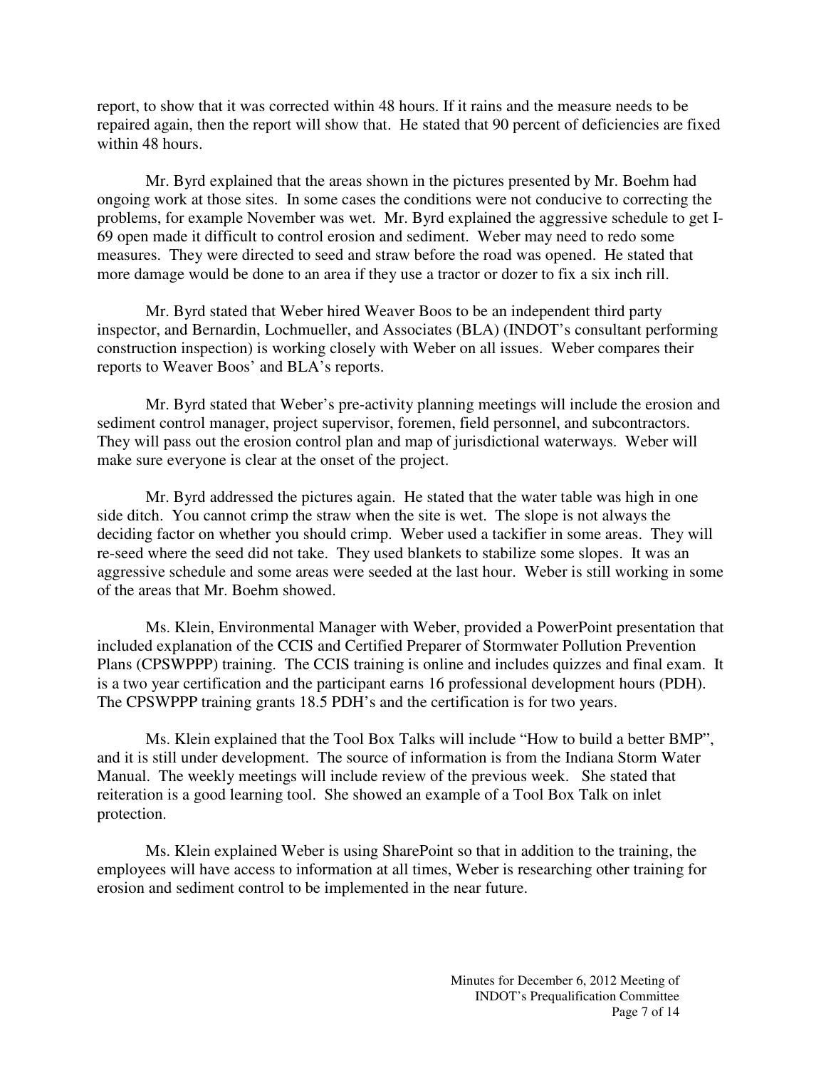report, to show that it was corrected within 48 hours. If it rains and the measure needs to be repaired again, then the report will show that. He stated that 90 percent of deficiencies are fixed within 48 hours.

Mr. Byrd explained that the areas shown in the pictures presented by Mr. Boehm had ongoing work at those sites. In some cases the conditions were not conducive to correcting the problems, for example November was wet. Mr. Byrd explained the aggressive schedule to get I-69 open made it difficult to control erosion and sediment. Weber may need to redo some measures. They were directed to seed and straw before the road was opened. He stated that more damage would be done to an area if they use a tractor or dozer to fix a six inch rill.

Mr. Byrd stated that Weber hired Weaver Boos to be an independent third party inspector, and Bernardin, Lochmueller, and Associates (BLA) (INDOT's consultant performing construction inspection) is working closely with Weber on all issues. Weber compares their reports to Weaver Boos' and BLA's reports.

Mr. Byrd stated that Weber's pre-activity planning meetings will include the erosion and sediment control manager, project supervisor, foremen, field personnel, and subcontractors. They will pass out the erosion control plan and map of jurisdictional waterways. Weber will make sure everyone is clear at the onset of the project.

Mr. Byrd addressed the pictures again. He stated that the water table was high in one side ditch. You cannot crimp the straw when the site is wet. The slope is not always the deciding factor on whether you should crimp. Weber used a tackifier in some areas. They will re-seed where the seed did not take. They used blankets to stabilize some slopes. It was an aggressive schedule and some areas were seeded at the last hour. Weber is still working in some of the areas that Mr. Boehm showed.

Ms. Klein, Environmental Manager with Weber, provided a PowerPoint presentation that included explanation of the CCIS and Certified Preparer of Stormwater Pollution Prevention Plans (CPSWPPP) training. The CCIS training is online and includes quizzes and final exam. It is a two year certification and the participant earns 16 professional development hours (PDH). The CPSWPPP training grants 18.5 PDH's and the certification is for two years.

Ms. Klein explained that the Tool Box Talks will include "How to build a better BMP", and it is still under development. The source of information is from the Indiana Storm Water Manual. The weekly meetings will include review of the previous week. She stated that reiteration is a good learning tool. She showed an example of a Tool Box Talk on inlet protection.

Ms. Klein explained Weber is using SharePoint so that in addition to the training, the employees will have access to information at all times, Weber is researching other training for erosion and sediment control to be implemented in the near future.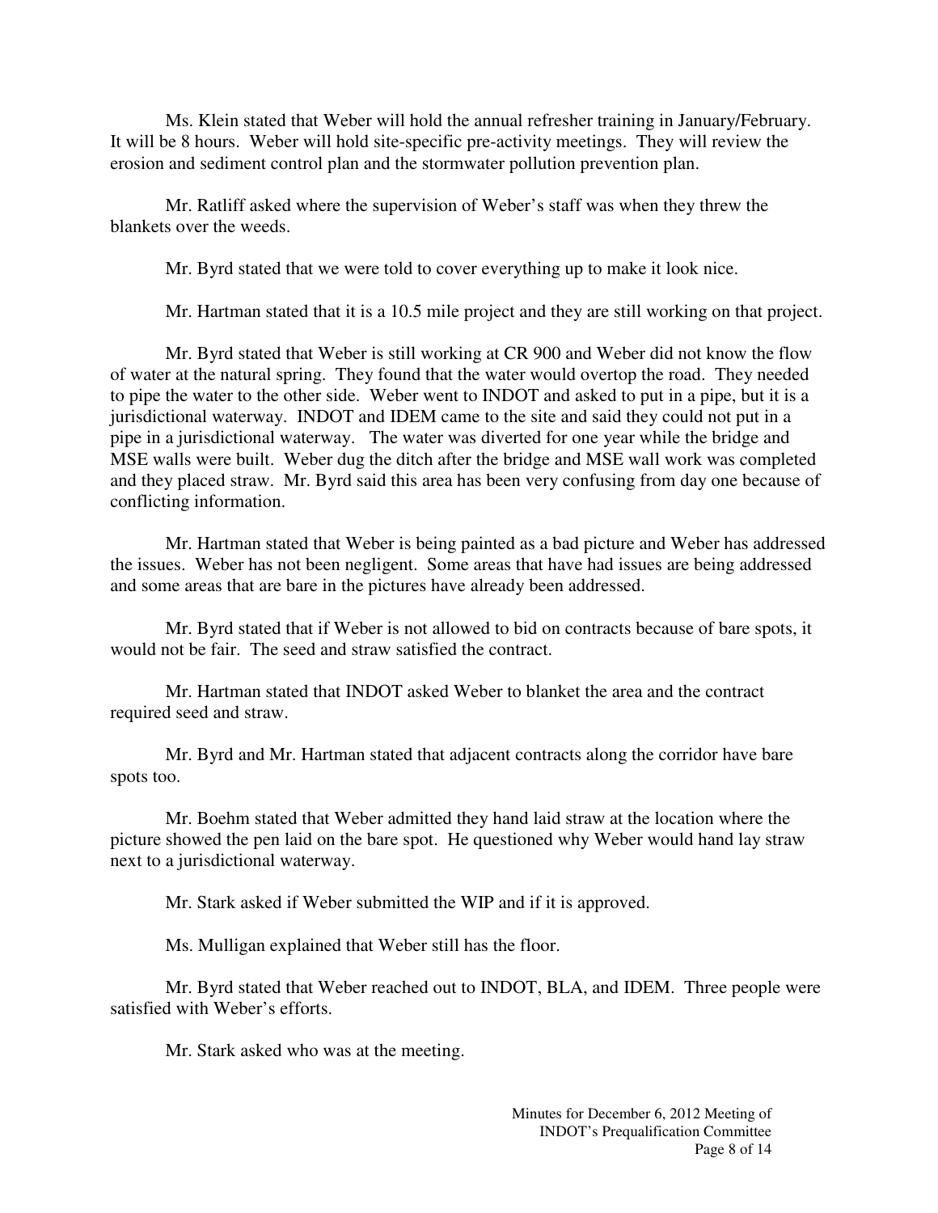Ms. Klein stated that Weber will hold the annual refresher training in January/February. It will be 8 hours. Weber will hold site-specific pre-activity meetings. They will review the erosion and sediment control plan and the stormwater pollution prevention plan.

Mr. Ratliff asked where the supervision of Weber's staff was when they threw the blankets over the weeds.

Mr. Byrd stated that we were told to cover everything up to make it look nice.

Mr. Hartman stated that it is a 10.5 mile project and they are still working on that project.

Mr. Byrd stated that Weber is still working at CR 900 and Weber did not know the flow of water at the natural spring. They found that the water would overtop the road. They needed to pipe the water to the other side. Weber went to INDOT and asked to put in a pipe, but it is a jurisdictional waterway. INDOT and IDEM came to the site and said they could not put in a pipe in a jurisdictional waterway. The water was diverted for one year while the bridge and MSE walls were built. Weber dug the ditch after the bridge and MSE wall work was completed and they placed straw. Mr. Byrd said this area has been very confusing from day one because of conflicting information.

Mr. Hartman stated that Weber is being painted as a bad picture and Weber has addressed the issues. Weber has not been negligent. Some areas that have had issues are being addressed and some areas that are bare in the pictures have already been addressed.

Mr. Byrd stated that if Weber is not allowed to bid on contracts because of bare spots, it would not be fair. The seed and straw satisfied the contract.

Mr. Hartman stated that INDOT asked Weber to blanket the area and the contract required seed and straw.

Mr. Byrd and Mr. Hartman stated that adjacent contracts along the corridor have bare spots too.

Mr. Boehm stated that Weber admitted they hand laid straw at the location where the picture showed the pen laid on the bare spot. He questioned why Weber would hand lay straw next to a jurisdictional waterway.

Mr. Stark asked if Weber submitted the WIP and if it is approved.

Ms. Mulligan explained that Weber still has the floor.

Mr. Byrd stated that Weber reached out to INDOT, BLA, and IDEM. Three people were satisfied with Weber's efforts.

Mr. Stark asked who was at the meeting.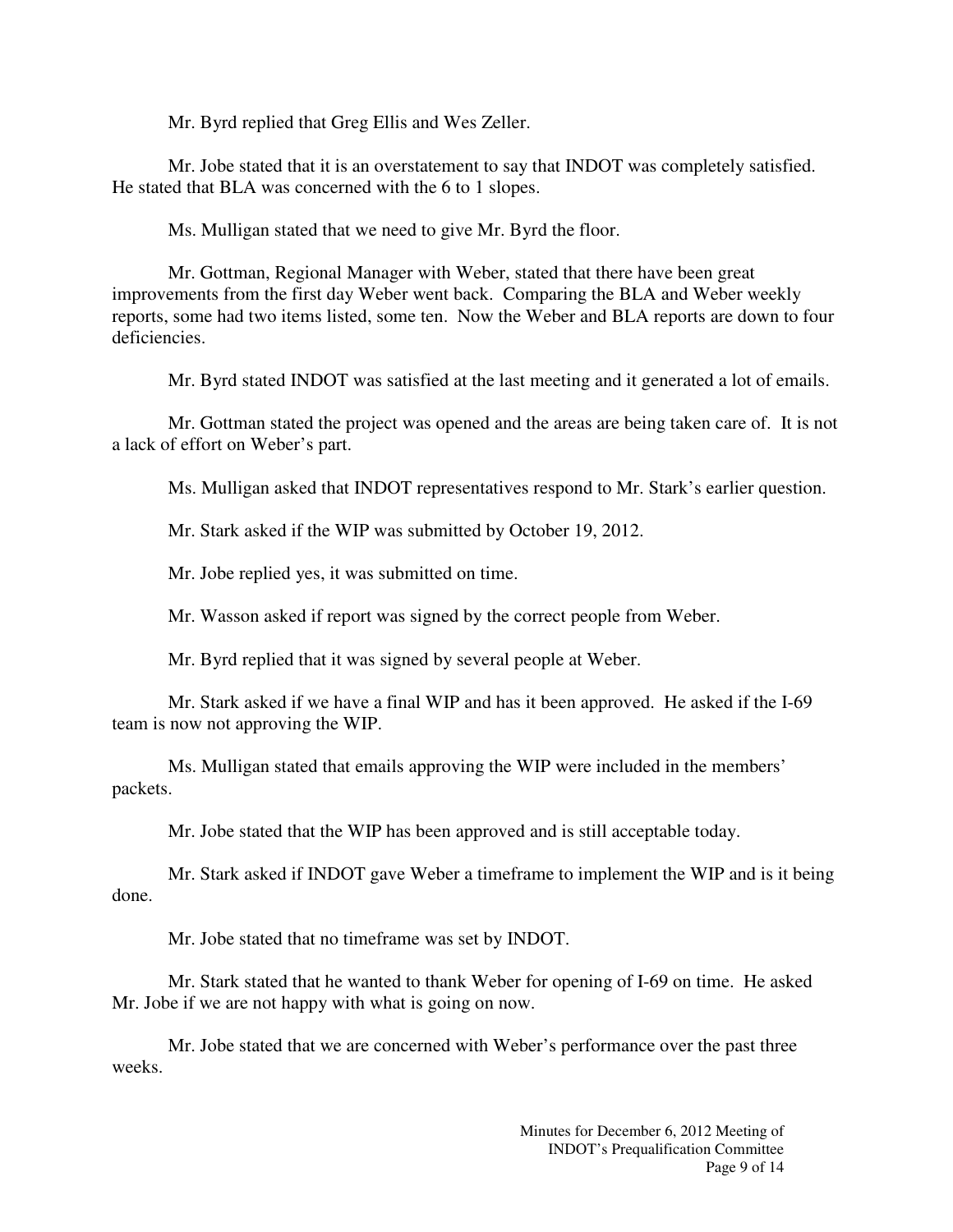Mr. Byrd replied that Greg Ellis and Wes Zeller.

Mr. Jobe stated that it is an overstatement to say that INDOT was completely satisfied. He stated that BLA was concerned with the 6 to 1 slopes.

Ms. Mulligan stated that we need to give Mr. Byrd the floor.

Mr. Gottman, Regional Manager with Weber, stated that there have been great improvements from the first day Weber went back. Comparing the BLA and Weber weekly reports, some had two items listed, some ten. Now the Weber and BLA reports are down to four deficiencies.

Mr. Byrd stated INDOT was satisfied at the last meeting and it generated a lot of emails.

Mr. Gottman stated the project was opened and the areas are being taken care of. It is not a lack of effort on Weber's part.

Ms. Mulligan asked that INDOT representatives respond to Mr. Stark's earlier question.

Mr. Stark asked if the WIP was submitted by October 19, 2012.

Mr. Jobe replied yes, it was submitted on time.

Mr. Wasson asked if report was signed by the correct people from Weber.

Mr. Byrd replied that it was signed by several people at Weber.

Mr. Stark asked if we have a final WIP and has it been approved. He asked if the I-69 team is now not approving the WIP.

Ms. Mulligan stated that emails approving the WIP were included in the members' packets.

Mr. Jobe stated that the WIP has been approved and is still acceptable today.

Mr. Stark asked if INDOT gave Weber a timeframe to implement the WIP and is it being done.

Mr. Jobe stated that no timeframe was set by INDOT.

Mr. Stark stated that he wanted to thank Weber for opening of I-69 on time. He asked Mr. Jobe if we are not happy with what is going on now.

Mr. Jobe stated that we are concerned with Weber's performance over the past three weeks.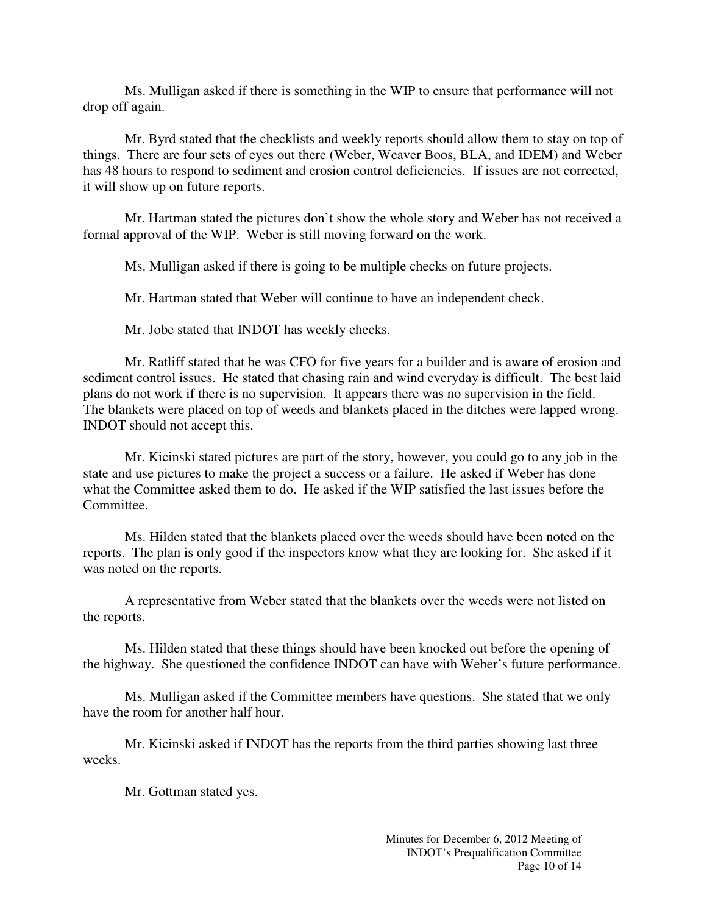Ms. Mulligan asked if there is something in the WIP to ensure that performance will not drop off again.

Mr. Byrd stated that the checklists and weekly reports should allow them to stay on top of things. There are four sets of eyes out there (Weber, Weaver Boos, BLA, and IDEM) and Weber has 48 hours to respond to sediment and erosion control deficiencies. If issues are not corrected, it will show up on future reports.

Mr. Hartman stated the pictures don't show the whole story and Weber has not received a formal approval of the WIP. Weber is still moving forward on the work.

Ms. Mulligan asked if there is going to be multiple checks on future projects.

Mr. Hartman stated that Weber will continue to have an independent check.

Mr. Jobe stated that INDOT has weekly checks.

Mr. Ratliff stated that he was CFO for five years for a builder and is aware of erosion and sediment control issues. He stated that chasing rain and wind everyday is difficult. The best laid plans do not work if there is no supervision. It appears there was no supervision in the field. The blankets were placed on top of weeds and blankets placed in the ditches were lapped wrong. INDOT should not accept this.

Mr. Kicinski stated pictures are part of the story, however, you could go to any job in the state and use pictures to make the project a success or a failure. He asked if Weber has done what the Committee asked them to do. He asked if the WIP satisfied the last issues before the Committee.

Ms. Hilden stated that the blankets placed over the weeds should have been noted on the reports. The plan is only good if the inspectors know what they are looking for. She asked if it was noted on the reports.

A representative from Weber stated that the blankets over the weeds were not listed on the reports.

Ms. Hilden stated that these things should have been knocked out before the opening of the highway. She questioned the confidence INDOT can have with Weber's future performance.

Ms. Mulligan asked if the Committee members have questions. She stated that we only have the room for another half hour.

Mr. Kicinski asked if INDOT has the reports from the third parties showing last three weeks.

Mr. Gottman stated yes.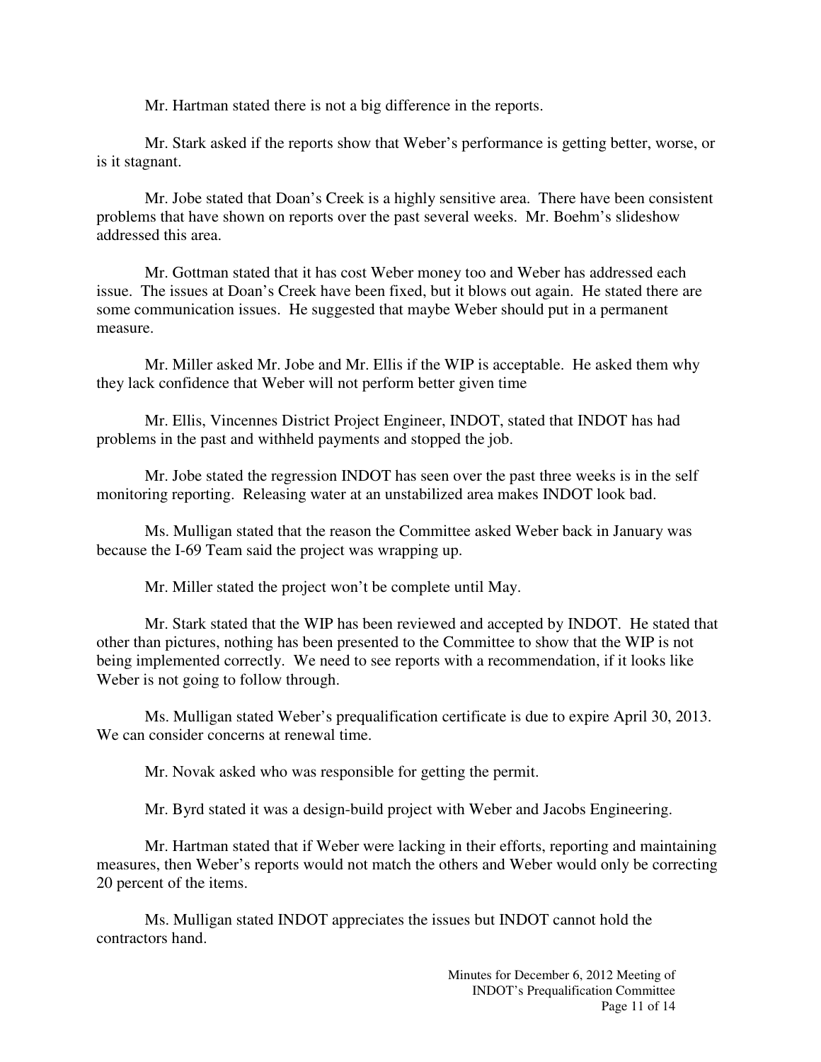Mr. Hartman stated there is not a big difference in the reports.

Mr. Stark asked if the reports show that Weber's performance is getting better, worse, or is it stagnant.

Mr. Jobe stated that Doan's Creek is a highly sensitive area. There have been consistent problems that have shown on reports over the past several weeks. Mr. Boehm's slideshow addressed this area.

Mr. Gottman stated that it has cost Weber money too and Weber has addressed each issue. The issues at Doan's Creek have been fixed, but it blows out again. He stated there are some communication issues. He suggested that maybe Weber should put in a permanent measure.

Mr. Miller asked Mr. Jobe and Mr. Ellis if the WIP is acceptable. He asked them why they lack confidence that Weber will not perform better given time

Mr. Ellis, Vincennes District Project Engineer, INDOT, stated that INDOT has had problems in the past and withheld payments and stopped the job.

Mr. Jobe stated the regression INDOT has seen over the past three weeks is in the self monitoring reporting. Releasing water at an unstabilized area makes INDOT look bad.

Ms. Mulligan stated that the reason the Committee asked Weber back in January was because the I-69 Team said the project was wrapping up.

Mr. Miller stated the project won't be complete until May.

Mr. Stark stated that the WIP has been reviewed and accepted by INDOT. He stated that other than pictures, nothing has been presented to the Committee to show that the WIP is not being implemented correctly. We need to see reports with a recommendation, if it looks like Weber is not going to follow through.

Ms. Mulligan stated Weber's prequalification certificate is due to expire April 30, 2013. We can consider concerns at renewal time.

Mr. Novak asked who was responsible for getting the permit.

Mr. Byrd stated it was a design-build project with Weber and Jacobs Engineering.

Mr. Hartman stated that if Weber were lacking in their efforts, reporting and maintaining measures, then Weber's reports would not match the others and Weber would only be correcting 20 percent of the items.

Ms. Mulligan stated INDOT appreciates the issues but INDOT cannot hold the contractors hand.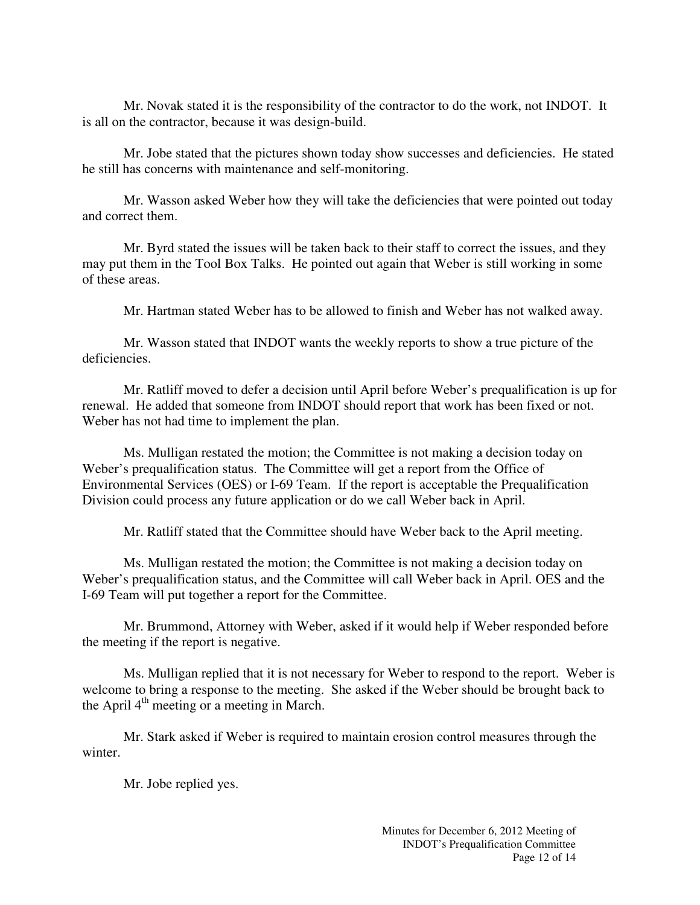Mr. Novak stated it is the responsibility of the contractor to do the work, not INDOT. It is all on the contractor, because it was design-build.

Mr. Jobe stated that the pictures shown today show successes and deficiencies. He stated he still has concerns with maintenance and self-monitoring.

Mr. Wasson asked Weber how they will take the deficiencies that were pointed out today and correct them.

Mr. Byrd stated the issues will be taken back to their staff to correct the issues, and they may put them in the Tool Box Talks. He pointed out again that Weber is still working in some of these areas.

Mr. Hartman stated Weber has to be allowed to finish and Weber has not walked away.

Mr. Wasson stated that INDOT wants the weekly reports to show a true picture of the deficiencies.

Mr. Ratliff moved to defer a decision until April before Weber's prequalification is up for renewal. He added that someone from INDOT should report that work has been fixed or not. Weber has not had time to implement the plan.

Ms. Mulligan restated the motion; the Committee is not making a decision today on Weber's prequalification status. The Committee will get a report from the Office of Environmental Services (OES) or I-69 Team. If the report is acceptable the Prequalification Division could process any future application or do we call Weber back in April.

Mr. Ratliff stated that the Committee should have Weber back to the April meeting.

Ms. Mulligan restated the motion; the Committee is not making a decision today on Weber's prequalification status, and the Committee will call Weber back in April. OES and the I-69 Team will put together a report for the Committee.

Mr. Brummond, Attorney with Weber, asked if it would help if Weber responded before the meeting if the report is negative.

Ms. Mulligan replied that it is not necessary for Weber to respond to the report. Weber is welcome to bring a response to the meeting. She asked if the Weber should be brought back to the April 4th meeting or a meeting in March.

Mr. Stark asked if Weber is required to maintain erosion control measures through the winter.

Mr. Jobe replied yes.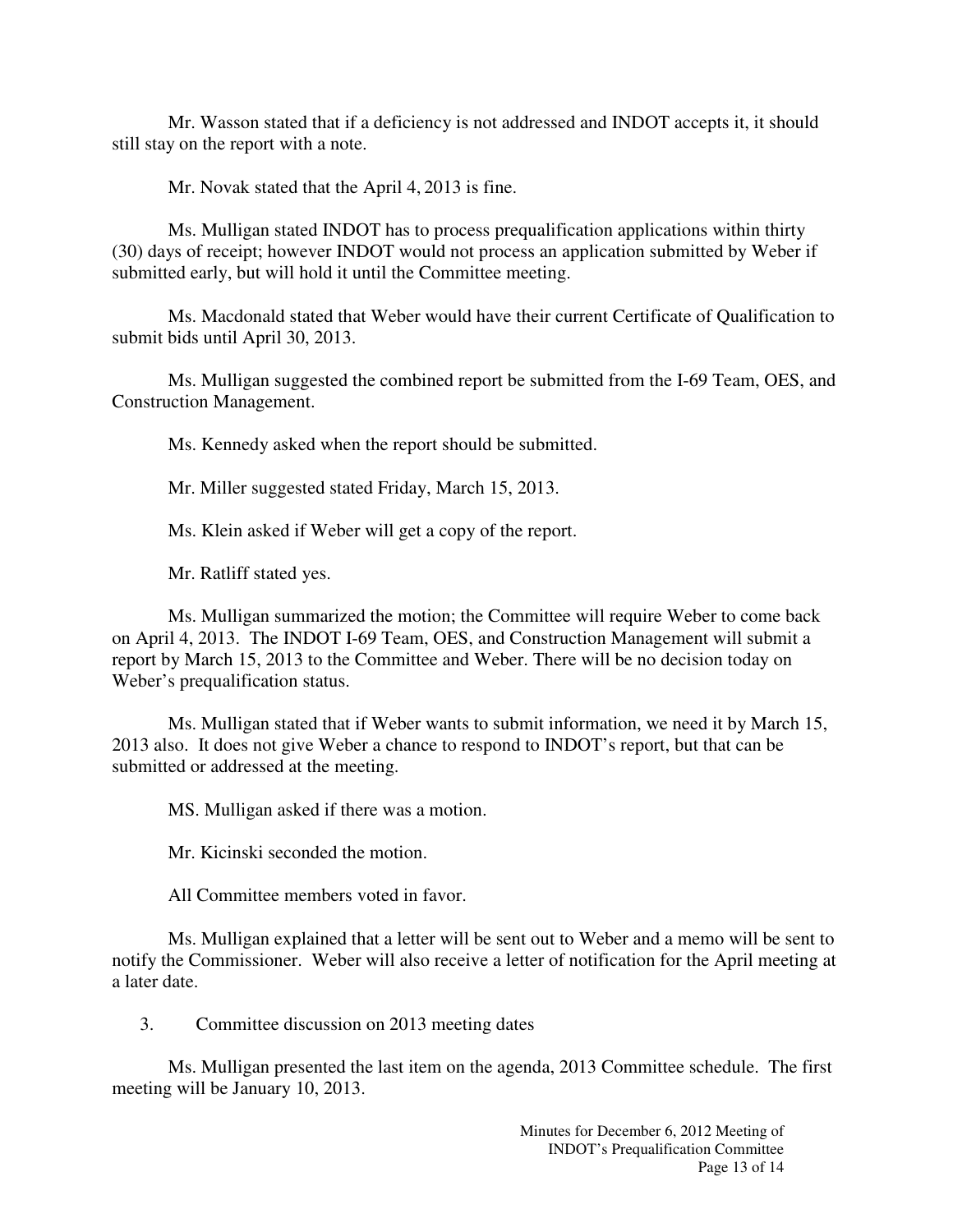Mr. Wasson stated that if a deficiency is not addressed and INDOT accepts it, it should still stay on the report with a note.

Mr. Novak stated that the April 4, 2013 is fine.

Ms. Mulligan stated INDOT has to process prequalification applications within thirty (30) days of receipt; however INDOT would not process an application submitted by Weber if submitted early, but will hold it until the Committee meeting.

Ms. Macdonald stated that Weber would have their current Certificate of Qualification to submit bids until April 30, 2013.

Ms. Mulligan suggested the combined report be submitted from the I-69 Team, OES, and Construction Management.

Ms. Kennedy asked when the report should be submitted.

Mr. Miller suggested stated Friday, March 15, 2013.

Ms. Klein asked if Weber will get a copy of the report.

Mr. Ratliff stated yes.

Ms. Mulligan summarized the motion; the Committee will require Weber to come back on April 4, 2013. The INDOT I-69 Team, OES, and Construction Management will submit a report by March 15, 2013 to the Committee and Weber. There will be no decision today on Weber's prequalification status.

Ms. Mulligan stated that if Weber wants to submit information, we need it by March 15, 2013 also. It does not give Weber a chance to respond to INDOT's report, but that can be submitted or addressed at the meeting.

MS. Mulligan asked if there was a motion.

Mr. Kicinski seconded the motion.

All Committee members voted in favor.

Ms. Mulligan explained that a letter will be sent out to Weber and a memo will be sent to notify the Commissioner. Weber will also receive a letter of notification for the April meeting at a later date.

3. Committee discussion on 2013 meeting dates

Ms. Mulligan presented the last item on the agenda, 2013 Committee schedule. The first meeting will be January 10, 2013.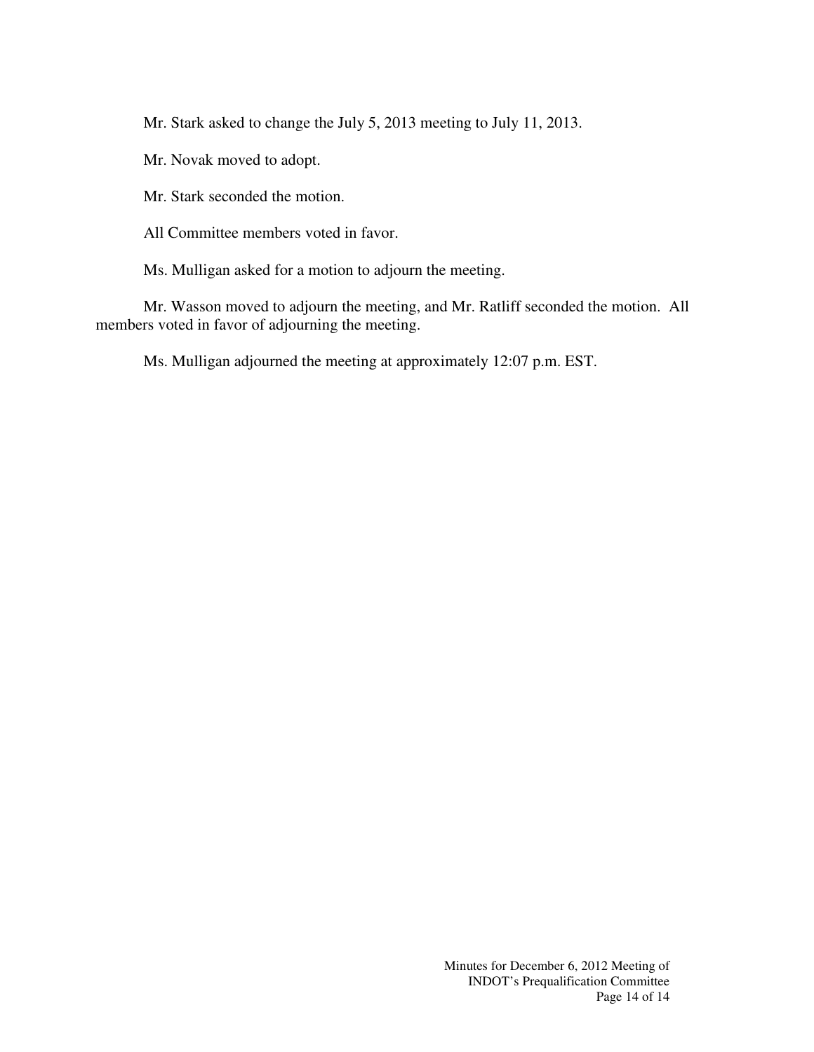Mr. Stark asked to change the July 5, 2013 meeting to July 11, 2013.

Mr. Novak moved to adopt.

Mr. Stark seconded the motion.

All Committee members voted in favor.

Ms. Mulligan asked for a motion to adjourn the meeting.

Mr. Wasson moved to adjourn the meeting, and Mr. Ratliff seconded the motion. All members voted in favor of adjourning the meeting.

Ms. Mulligan adjourned the meeting at approximately 12:07 p.m. EST.